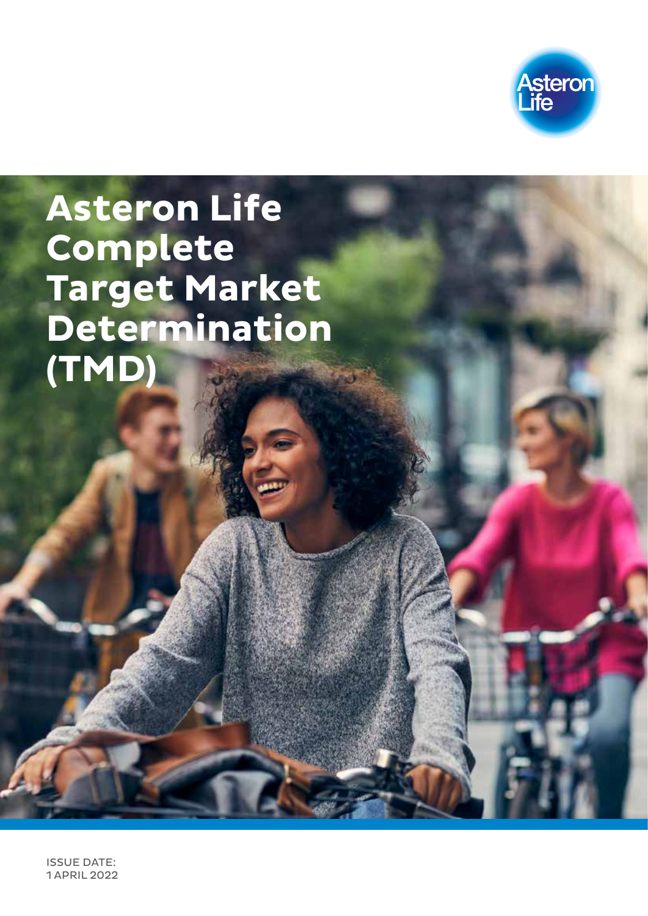# Asteron Life Complete Target Market Determination (TMD)

ISSUE DATE:
1 APRIL 2022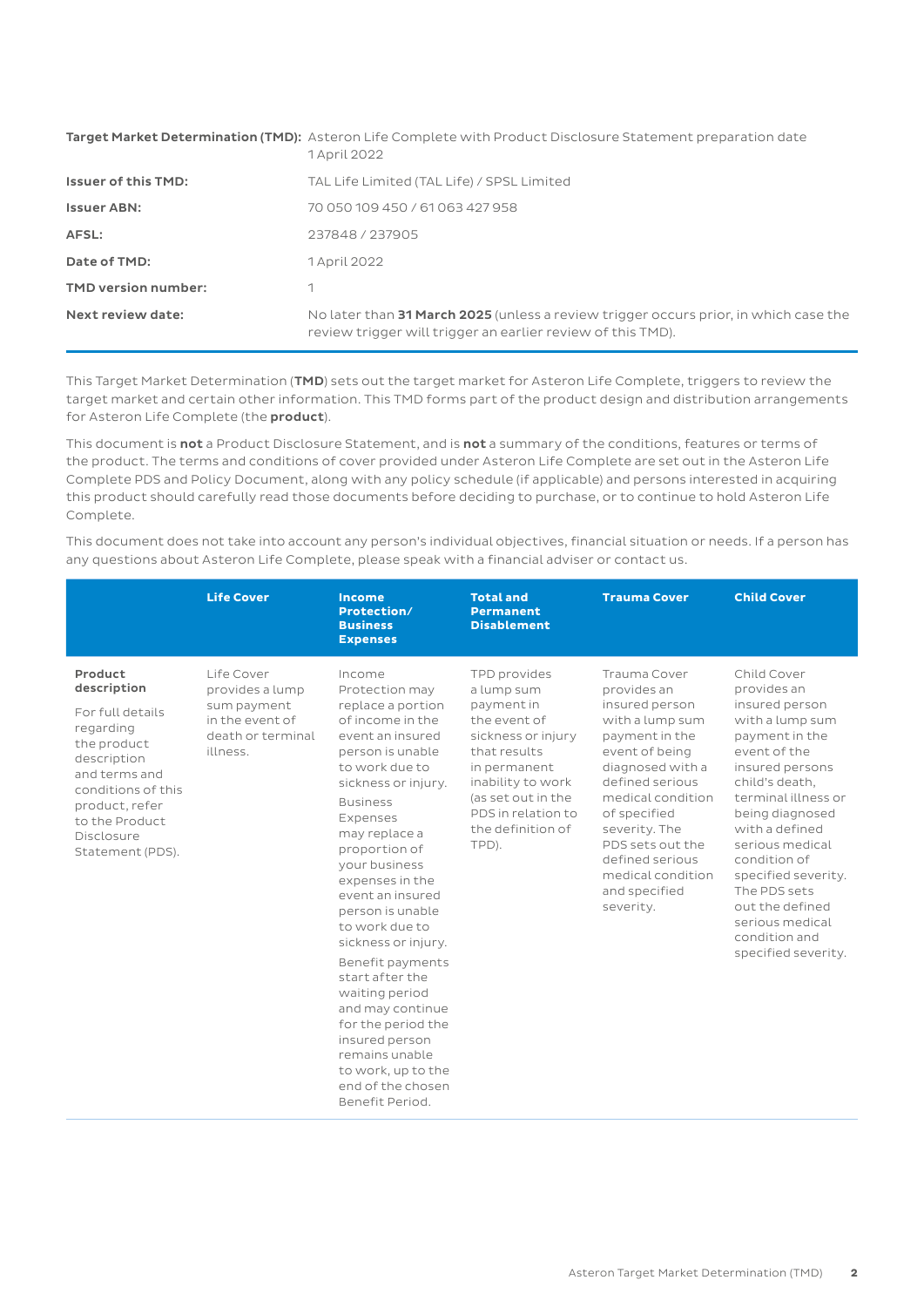| | |
|---|---|
| **Target Market Determination (TMD):** | Asteron Life Complete with Product Disclosure Statement preparation date 1 April 2022 |
| **Issuer of this TMD:** | TAL Life Limited (TAL Life) / SPSL Limited |
| **Issuer ABN:** | 70 050 109 450 / 61 063 427 958 |
| **AFSL:** | 237848 / 237905 |
| **Date of TMD:** | 1 April 2022 |
| **TMD version number:** | 1 |
| **Next review date:** | No later than **31 March 2025** (unless a review trigger occurs prior, in which case the review trigger will trigger an earlier review of this TMD). |

This Target Market Determination (**TMD**) sets out the target market for Asteron Life Complete, triggers to review the target market and certain other information. This TMD forms part of the product design and distribution arrangements for Asteron Life Complete (the **product**).

This document is **not** a Product Disclosure Statement, and is **not** a summary of the conditions, features or terms of the product. The terms and conditions of cover provided under Asteron Life Complete are set out in the Asteron Life Complete PDS and Policy Document, along with any policy schedule (if applicable) and persons interested in acquiring this product should carefully read those documents before deciding to purchase, or to continue to hold Asteron Life Complete.

This document does not take into account any person's individual objectives, financial situation or needs. If a person has any questions about Asteron Life Complete, please speak with a financial adviser or contact us.

| | **Life Cover** | **Income Protection/ Business Expenses** | **Total and Permanent Disablement** | **Trauma Cover** | **Child Cover** |
|---|---|---|---|---|---|
| **Product description**<br><br>For full details regarding the product description and terms and conditions of this product, refer to the Product Disclosure Statement (PDS). | Life Cover provides a lump sum payment in the event of death or terminal illness. | Income Protection may replace a portion of income in the event an insured person is unable to work due to sickness or injury.<br><br>Business Expenses may replace a proportion of your business expenses in the event an insured person is unable to work due to sickness or injury.<br><br>Benefit payments start after the waiting period and may continue for the period the insured person remains unable to work, up to the end of the chosen Benefit Period. | TPD provides a lump sum payment in the event of sickness or injury that results in permanent inability to work (as set out in the PDS in relation to the definition of TPD). | Trauma Cover provides an insured person with a lump sum payment in the event of being diagnosed with a defined serious medical condition of specified severity. The PDS sets out the defined serious medical condition and specified severity. | Child Cover provides an insured person with a lump sum payment in the event of the insured persons child's death, terminal illness or being diagnosed with a defined serious medical condition of specified severity. The PDS sets out the defined serious medical condition and specified severity. |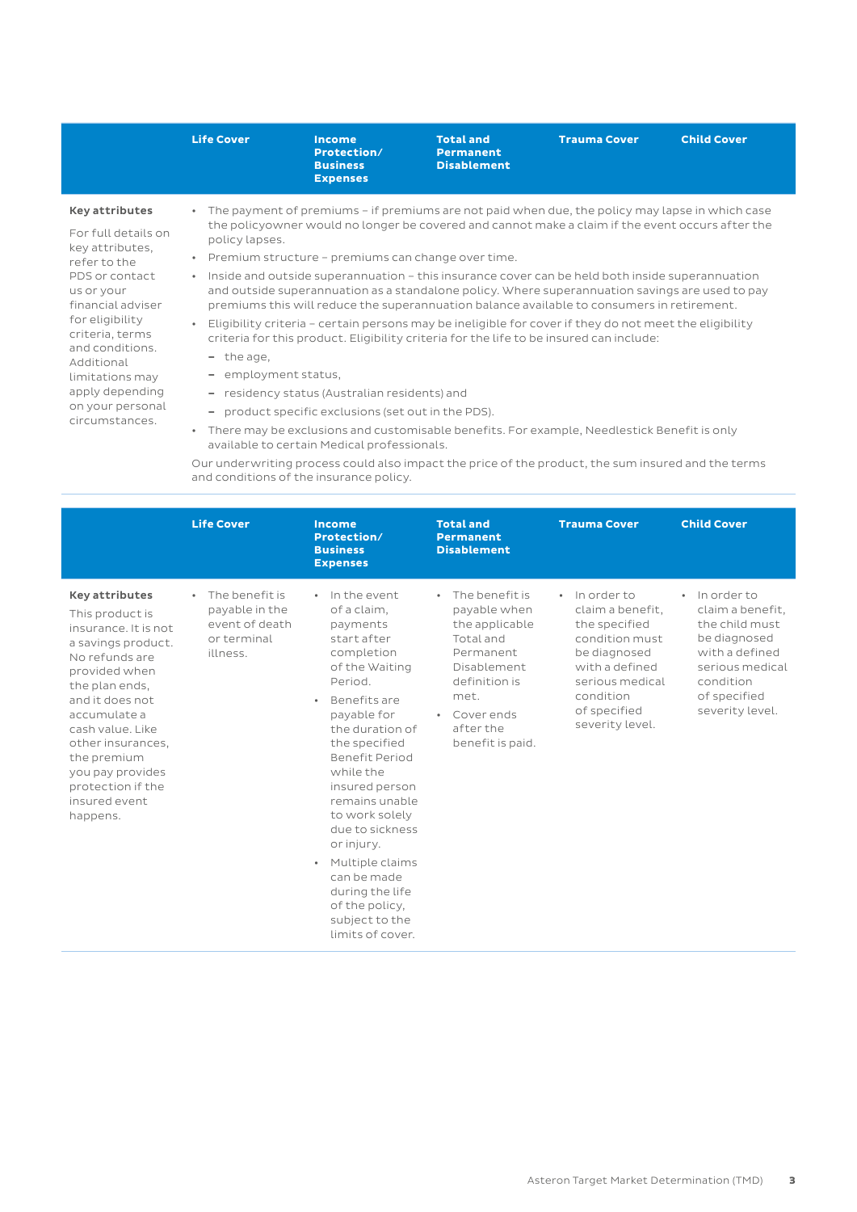| | Life Cover | Income Protection/ Business Expenses | Total and Permanent Disablement | Trauma Cover | Child Cover |
|---|---|---|---|---|---|
| **Key attributes**<br><br>For full details on key attributes, refer to the PDS or contact us or your financial adviser for eligibility criteria, terms and conditions. Additional limitations may apply depending on your personal circumstances. | • The payment of premiums – if premiums are not paid when due, the policy may lapse in which case the policyowner would no longer be covered and cannot make a claim if the event occurs after the policy lapses.<br>• Premium structure – premiums can change over time.<br>• Inside and outside superannuation – this insurance cover can be held both inside superannuation and outside superannuation as a standalone policy. Where superannuation savings are used to pay premiums this will reduce the superannuation balance available to consumers in retirement.<br>• Eligibility criteria – certain persons may be ineligible for cover if they do not meet the eligibility criteria for this product. Eligibility criteria for the life to be insured can include:<br>  – the age,<br>  – employment status,<br>  – residency status (Australian residents) and<br>  – product specific exclusions (set out in the PDS).<br>• There may be exclusions and customisable benefits. For example, Needlestick Benefit is only available to certain Medical professionals.<br><br>Our underwriting process could also impact the price of the product, the sum insured and the terms and conditions of the insurance policy. | | | | |

| | Life Cover | Income Protection/ Business Expenses | Total and Permanent Disablement | Trauma Cover | Child Cover |
|---|---|---|---|---|---|
| **Key attributes**<br><br>This product is insurance. It is not a savings product. No refunds are provided when the plan ends, and it does not accumulate a cash value. Like other insurances, the premium you pay provides protection if the insured event happens. | • The benefit is payable in the event of death or terminal illness. | • In the event of a claim, payments start after completion of the Waiting Period.<br>• Benefits are payable for the duration of the specified Benefit Period while the insured person remains unable to work solely due to sickness or injury.<br>• Multiple claims can be made during the life of the policy, subject to the limits of cover. | • The benefit is payable when the applicable Total and Permanent Disablement definition is met.<br>• Cover ends after the benefit is paid. | • In order to claim a benefit, the specified condition must be diagnosed with a defined serious medical condition of specified severity level. | • In order to claim a benefit, the child must be diagnosed with a defined serious medical condition of specified severity level. |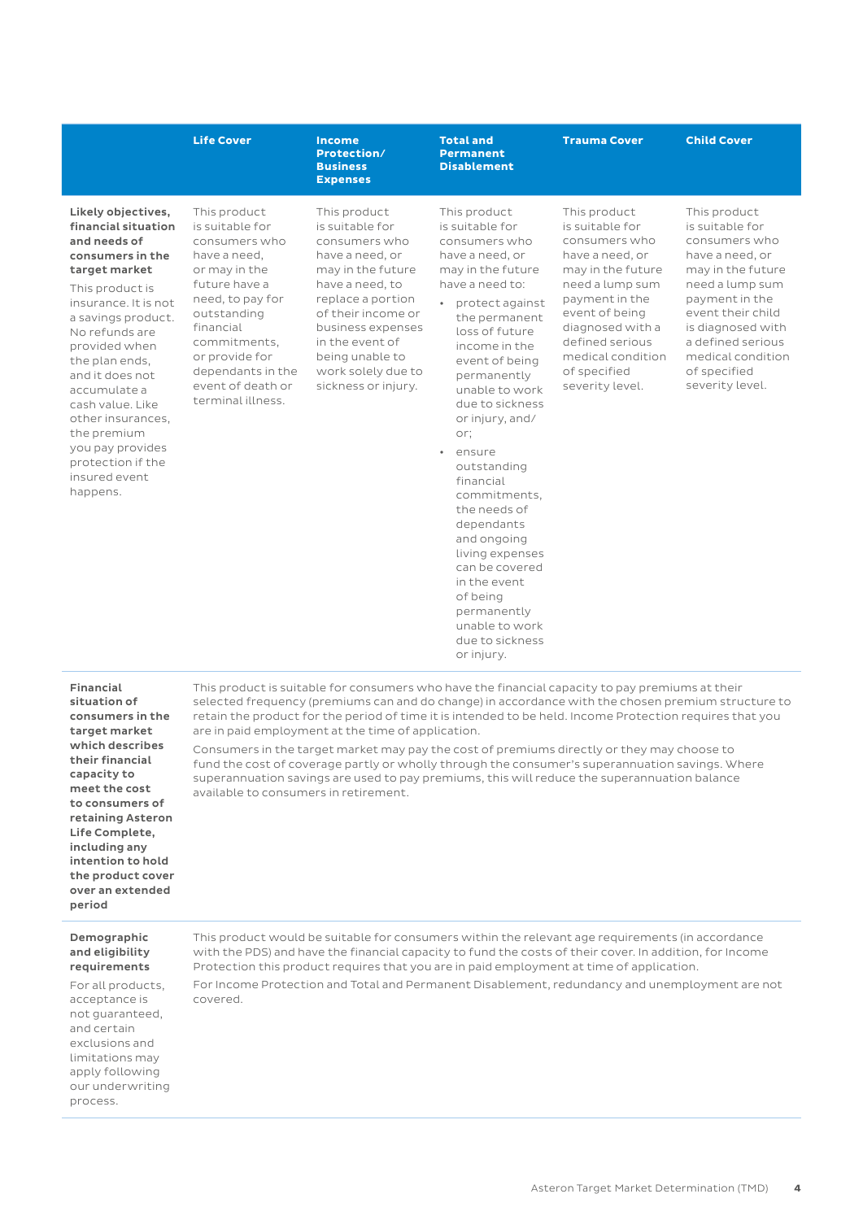| | Life Cover | Income Protection/ Business Expenses | Total and Permanent Disablement | Trauma Cover | Child Cover |
|---|---|---|---|---|---|
| **Likely objectives, financial situation and needs of consumers in the target market**<br><br>This product is insurance. It is not a savings product. No refunds are provided when the plan ends, and it does not accumulate a cash value. Like other insurances, the premium you pay provides protection if the insured event happens. | This product is suitable for consumers who have a need, or may in the future have a need, to pay for outstanding financial commitments, or provide for dependants in the event of death or terminal illness. | This product is suitable for consumers who have a need, or may in the future have a need, to replace a portion of their income or business expenses in the event of being unable to work solely due to sickness or injury. | This product is suitable for consumers who have a need, or may in the future have a need to:<br>• protect against the permanent loss of future income in the event of being permanently unable to work due to sickness or injury, and/or;<br>• ensure outstanding financial commitments, the needs of dependants and ongoing living expenses can be covered in the event of being permanently unable to work due to sickness or injury. | This product is suitable for consumers who have a need, or may in the future need a lump sum payment in the event of being diagnosed with a defined serious medical condition of specified severity level. | This product is suitable for consumers who have a need, or may in the future need a lump sum payment in the event their child is diagnosed with a defined serious medical condition of specified severity level. |
| **Financial situation of consumers in the target market which describes their financial capacity to meet the cost to consumers of retaining Asteron Life Complete, including any intention to hold the product cover over an extended period** | This product is suitable for consumers who have the financial capacity to pay premiums at their selected frequency (premiums can and do change) in accordance with the chosen premium structure to retain the product for the period of time it is intended to be held. Income Protection requires that you are in paid employment at the time of application.<br><br>Consumers in the target market may pay the cost of premiums directly or they may choose to fund the cost of coverage partly or wholly through the consumer's superannuation savings. Where superannuation savings are used to pay premiums, this will reduce the superannuation balance available to consumers in retirement. | | | | |
| **Demographic and eligibility requirements**<br><br>For all products, acceptance is not guaranteed, and certain exclusions and limitations may apply following our underwriting process. | This product would be suitable for consumers within the relevant age requirements (in accordance with the PDS) and have the financial capacity to fund the costs of their cover. In addition, for Income Protection this product requires that you are in paid employment at time of application.<br><br>For Income Protection and Total and Permanent Disablement, redundancy and unemployment are not covered. | | | | |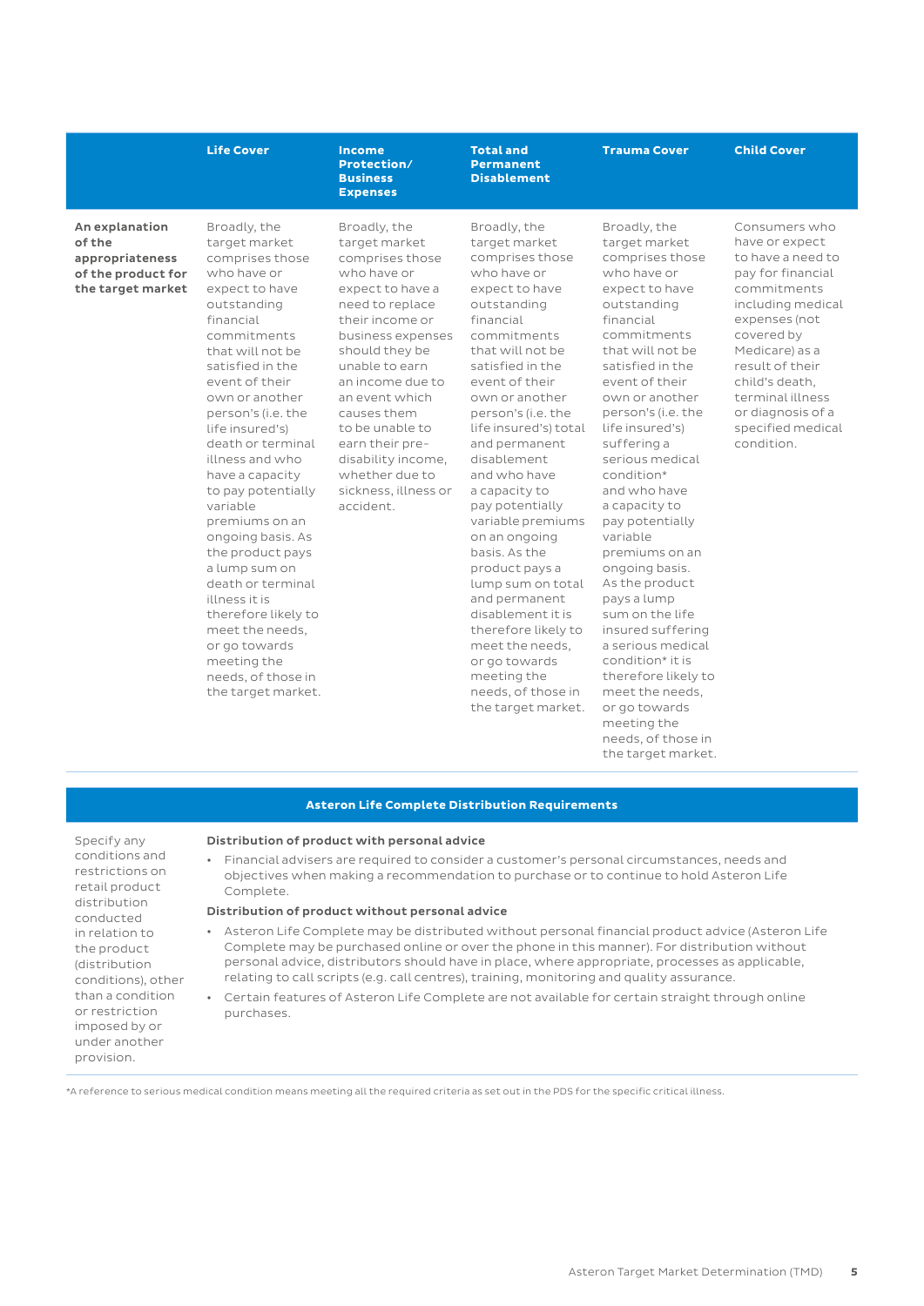| | Life Cover | Income Protection/ Business Expenses | Total and Permanent Disablement | Trauma Cover | Child Cover |
|---|---|---|---|---|---|
| **An explanation of the appropriateness of the product for the target market** | Broadly, the target market comprises those who have or expect to have outstanding financial commitments that will not be satisfied in the event of their own or another person's (i.e. the life insured's) death or terminal illness and who have a capacity to pay potentially variable premiums on an ongoing basis. As the product pays a lump sum on death or terminal illness it is therefore likely to meet the needs, or go towards meeting the needs, of those in the target market. | Broadly, the target market comprises those who have or expect to have a need to replace their income or business expenses should they be unable to earn an income due to an event which causes them to be unable to earn their pre-disability income, whether due to sickness, illness or accident. | Broadly, the target market comprises those who have or expect to have outstanding financial commitments that will not be satisfied in the event of their own or another person's (i.e. the life insured's) total and permanent disablement and who have a capacity to pay potentially variable premiums on an ongoing basis. As the product pays a lump sum on total and permanent disablement it is therefore likely to meet the needs, or go towards meeting the needs, of those in the target market. | Broadly, the target market comprises those who have or expect to have outstanding financial commitments that will not be satisfied in the event of their own or another person's (i.e. the life insured's) suffering a serious medical condition* and who have a capacity to pay potentially variable premiums on an ongoing basis. As the product pays a lump sum on the life insured suffering a serious medical condition* it is therefore likely to meet the needs, or go towards meeting the needs, of those in the target market. | Consumers who have or expect to have a need to pay for financial commitments including medical expenses (not covered by Medicare) as a result of their child's death, terminal illness or diagnosis of a specified medical condition. |

## Asteron Life Complete Distribution Requirements

| Specify any conditions and restrictions on retail product distribution conducted in relation to the product (distribution conditions), other than a condition or restriction imposed by or under another provision. | **Distribution of product with personal advice**<br>• Financial advisers are required to consider a customer's personal circumstances, needs and objectives when making a recommendation to purchase or to continue to hold Asteron Life Complete.<br>**Distribution of product without personal advice**<br>• Asteron Life Complete may be distributed without personal financial product advice (Asteron Life Complete may be purchased online or over the phone in this manner). For distribution without personal advice, distributors should have in place, where appropriate, processes as applicable, relating to call scripts (e.g. call centres), training, monitoring and quality assurance.<br>• Certain features of Asteron Life Complete are not available for certain straight through online purchases. |
|---|---|

*A reference to serious medical condition means meeting all the required criteria as set out in the PDS for the specific critical illness.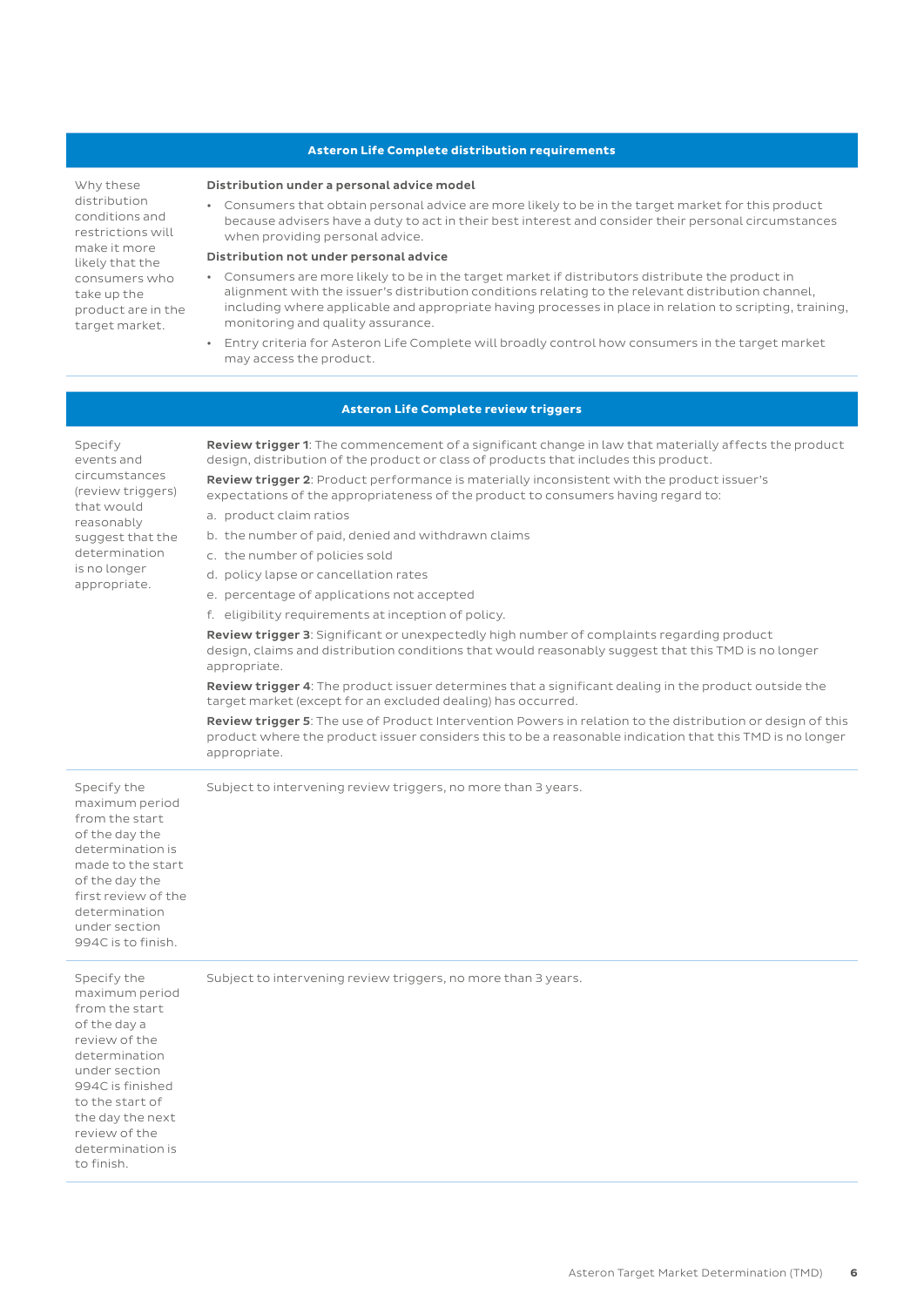| Asteron Life Complete distribution requirements | |
|---|---|
| Why these distribution conditions and restrictions will make it more likely that the consumers who take up the product are in the target market. | **Distribution under a personal advice model**<br>• Consumers that obtain personal advice are more likely to be in the target market for this product because advisers have a duty to act in their best interest and consider their personal circumstances when providing personal advice.<br>**Distribution not under personal advice**<br>• Consumers are more likely to be in the target market if distributors distribute the product in alignment with the issuer's distribution conditions relating to the relevant distribution channel, including where applicable and appropriate having processes in place in relation to scripting, training, monitoring and quality assurance.<br>• Entry criteria for Asteron Life Complete will broadly control how consumers in the target market may access the product. |

| Asteron Life Complete review triggers | |
|---|---|
| Specify events and circumstances (review triggers) that would reasonably suggest that the determination is no longer appropriate. | **Review trigger 1**: The commencement of a significant change in law that materially affects the product design, distribution of the product or class of products that includes this product.<br>**Review trigger 2**: Product performance is materially inconsistent with the product issuer's expectations of the appropriateness of the product to consumers having regard to:<br>a. product claim ratios<br>b. the number of paid, denied and withdrawn claims<br>c. the number of policies sold<br>d. policy lapse or cancellation rates<br>e. percentage of applications not accepted<br>f. eligibility requirements at inception of policy.<br>**Review trigger 3**: Significant or unexpectedly high number of complaints regarding product design, claims and distribution conditions that would reasonably suggest that this TMD is no longer appropriate.<br>**Review trigger 4**: The product issuer determines that a significant dealing in the product outside the target market (except for an excluded dealing) has occurred.<br>**Review trigger 5**: The use of Product Intervention Powers in relation to the distribution or design of this product where the product issuer considers this to be a reasonable indication that this TMD is no longer appropriate. |
| Specify the maximum period from the start of the day the determination is made to the start of the day the first review of the determination under section 994C is to finish. | Subject to intervening review triggers, no more than 3 years. |
| Specify the maximum period from the start of the day a review of the determination under section 994C is finished to the start of the day the next review of the determination is to finish. | Subject to intervening review triggers, no more than 3 years. |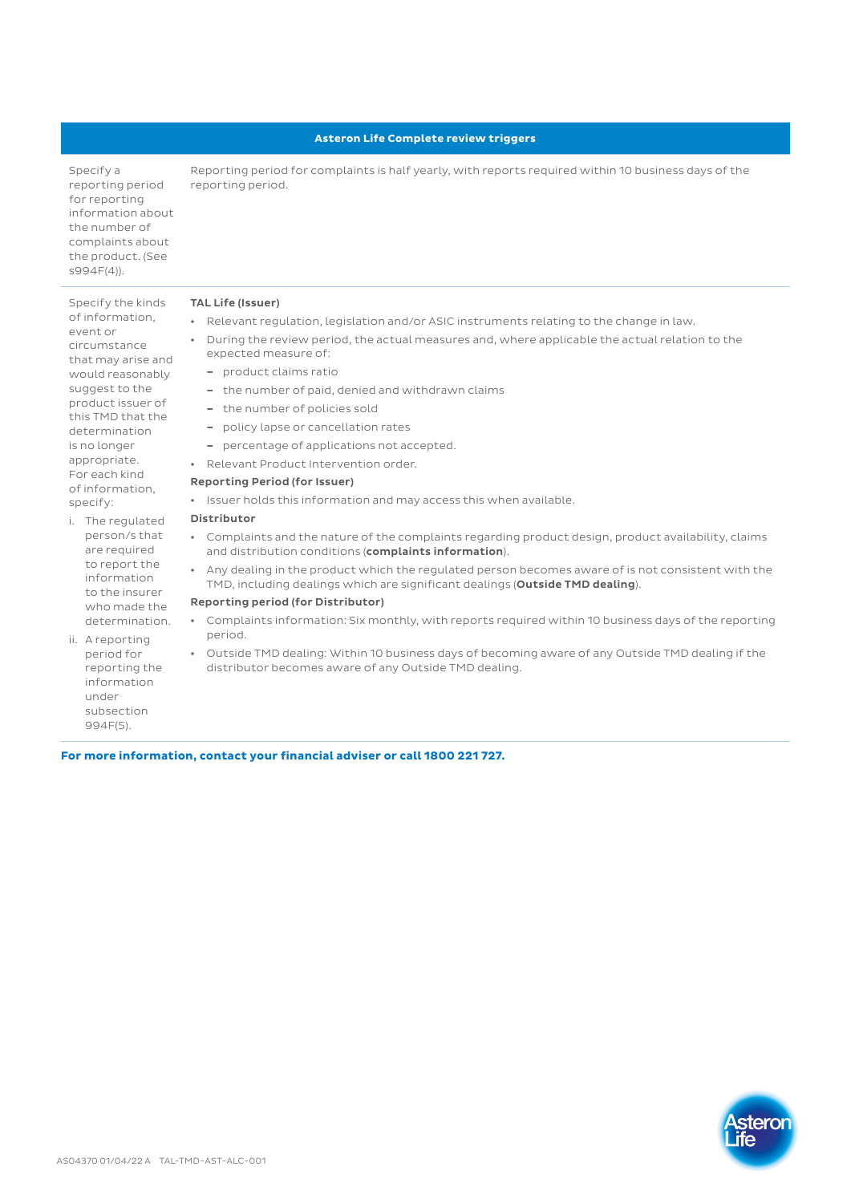| Asteron Life Complete review triggers | |
|---|---|
| Specify a reporting period for reporting information about the number of complaints about the product. (See s994F(4)). | Reporting period for complaints is half yearly, with reports required within 10 business days of the reporting period. |
| Specify the kinds of information, event or circumstance that may arise and would reasonably suggest to the product issuer of this TMD that the determination is no longer appropriate. For each kind of information, specify: <br>i. The regulated person/s that are required to report the information to the insurer who made the determination. <br>ii. A reporting period for reporting the information under subsection 994F(5). | **TAL Life (Issuer)** <br>• Relevant regulation, legislation and/or ASIC instruments relating to the change in law. <br>• During the review period, the actual measures and, where applicable the actual relation to the expected measure of: <br>– product claims ratio <br>– the number of paid, denied and withdrawn claims <br>– the number of policies sold <br>– policy lapse or cancellation rates <br>– percentage of applications not accepted. <br>• Relevant Product Intervention order. <br>**Reporting Period (for Issuer)** <br>• Issuer holds this information and may access this when available. <br>**Distributor** <br>• Complaints and the nature of the complaints regarding product design, product availability, claims and distribution conditions (**complaints information**). <br>• Any dealing in the product which the regulated person becomes aware of is not consistent with the TMD, including dealings which are significant dealings (**Outside TMD dealing**). <br>**Reporting period (for Distributor)** <br>• Complaints information: Six monthly, with reports required within 10 business days of the reporting period. <br>• Outside TMD dealing: Within 10 business days of becoming aware of any Outside TMD dealing if the distributor becomes aware of any Outside TMD dealing. |

**For more information, contact your financial adviser or call 1800 221 727.**

AS04370 01/04/22 A TAL-TMD-AST-ALC-001